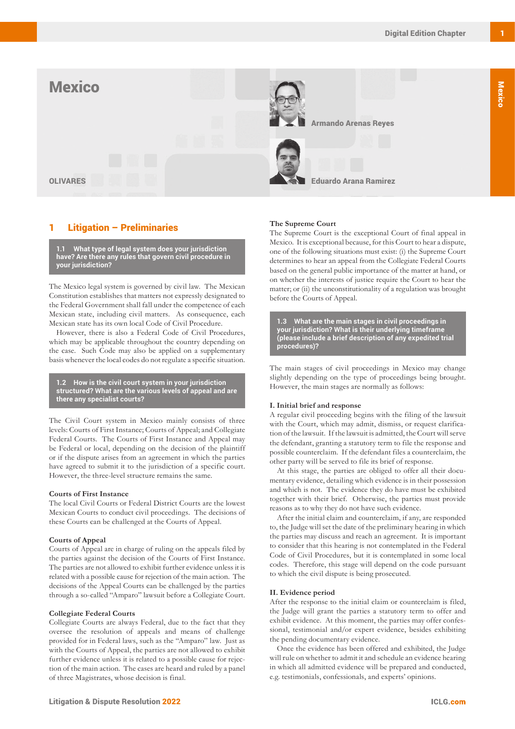# Mexico

OLIVARES

Armando Arenas Reyes

Eduardo Arana Ramirez

## 1 Litigation – Preliminaries

### 1.1 What type of legal system does your jurisdiction have? Are there any rules that govern civil procedure in your jurisdiction?

The Mexico legal system is governed by civil law. The Mexican Constitution establishes that matters not expressly designated to the Federal Government shall fall under the competence of each Mexican state, including civil matters. As consequence, each Mexican state has its own local Code of Civil Procedure.

However, there is also a Federal Code of Civil Procedures, which may be applicable throughout the country depending on the case. Such Code may also be applied on a supplementary basis whenever the local codes do not regulate a specific situation.

### 1.2 How is the civil court system in your jurisdiction structured? What are the various levels of appeal and are there any specialist courts?

The Civil Court system in Mexico mainly consists of three levels: Courts of First Instance; Courts of Appeal; and Collegiate Federal Courts. The Courts of First Instance and Appeal may be Federal or local, depending on the decision of the plaintiff or if the dispute arises from an agreement in which the parties have agreed to submit it to the jurisdiction of a specific court. However, the three-level structure remains the same.

**Courts of First Instance**

The local Civil Courts or Federal District Courts are the lowest Mexican Courts to conduct civil proceedings. The decisions of these Courts can be challenged at the Courts of Appeal.

**Courts of Appeal**

Courts of Appeal are in charge of ruling on the appeals filed by the parties against the decision of the Courts of First Instance. The parties are not allowed to exhibit further evidence unless it is related with a possible cause for rejection of the main action. The decisions of the Appeal Courts can be challenged by the parties through a so-called "Amparo" lawsuit before a Collegiate Court.

**Collegiate Federal Courts**

Collegiate Courts are always Federal, due to the fact that they oversee the resolution of appeals and means of challenge provided for in Federal laws, such as the "Amparo" law. Just as with the Courts of Appeal, the parties are not allowed to exhibit further evidence unless it is related to a possible cause for rejection of the main action. The cases are heard and ruled by a panel of three Magistrates, whose decision is final.

**The Supreme Court**

The Supreme Court is the exceptional Court of final appeal in Mexico. It is exceptional because, for this Court to hear a dispute, one of the following situations must exist: (i) the Supreme Court determines to hear an appeal from the Collegiate Federal Courts based on the general public importance of the matter at hand, or on whether the interests of justice require the Court to hear the matter; or (ii) the unconstitutionality of a regulation was brought before the Courts of Appeal.

### 1.3 What are the main stages in civil proceedings in your jurisdiction? What is their underlying timeframe (please include a brief description of any expedited trial procedures)?

The main stages of civil proceedings in Mexico may change slightly depending on the type of proceedings being brought. However, the main stages are normally as follows:

**I. Initial brief and response**

A regular civil proceeding begins with the filing of the lawsuit with the Court, which may admit, dismiss, or request clarification of the lawsuit. If the lawsuit is admitted, the Court will serve the defendant, granting a statutory term to file the response and possible counterclaim. If the defendant files a counterclaim, the other party will be served to file its brief of response.

At this stage, the parties are obliged to offer all their documentary evidence, detailing which evidence is in their possession and which is not. The evidence they do have must be exhibited together with their brief. Otherwise, the parties must provide reasons as to why they do not have such evidence.

After the initial claim and counterclaim, if any, are responded to, the Judge will set the date of the preliminary hearing in which the parties may discuss and reach an agreement. It is important to consider that this hearing is not contemplated in the Federal Code of Civil Procedures, but it is contemplated in some local codes. Therefore, this stage will depend on the code pursuant to which the civil dispute is being prosecuted.

**II. Evidence period**

After the response to the initial claim or counterclaim is filed, the Judge will grant the parties a statutory term to offer and exhibit evidence. At this moment, the parties may offer confessional, testimonial and/or expert evidence, besides exhibiting the pending documentary evidence.

Once the evidence has been offered and exhibited, the Judge will rule on whether to admit it and schedule an evidence hearing in which all admitted evidence will be prepared and conducted, e.g. testimonials, confessionals, and experts' opinions.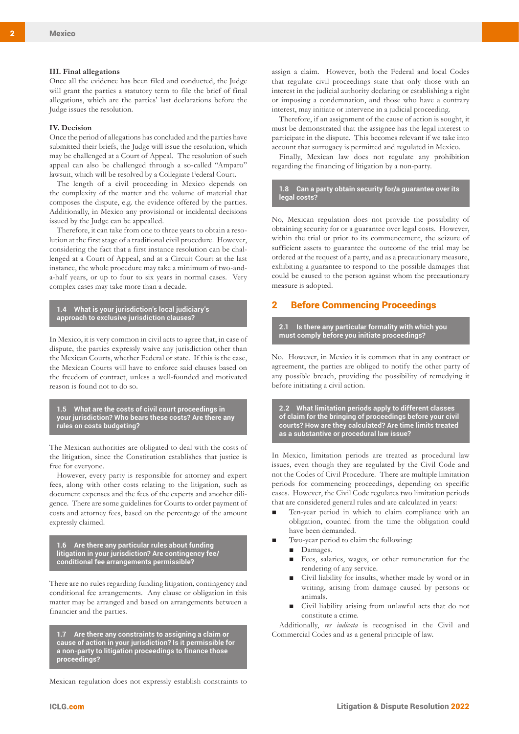**III. Final allegations**

Once all the evidence has been filed and conducted, the Judge will grant the parties a statutory term to file the brief of final allegations, which are the parties' last declarations before the Judge issues the resolution.

**IV. Decision**

Once the period of allegations has concluded and the parties have submitted their briefs, the Judge will issue the resolution, which may be challenged at a Court of Appeal. The resolution of such appeal can also be challenged through a so-called "Amparo" lawsuit, which will be resolved by a Collegiate Federal Court.

The length of a civil proceeding in Mexico depends on the complexity of the matter and the volume of material that composes the dispute, e.g. the evidence offered by the parties. Additionally, in Mexico any provisional or incidental decisions issued by the Judge can be appealed.

Therefore, it can take from one to three years to obtain a resolution at the first stage of a traditional civil procedure. However, considering the fact that a first instance resolution can be challenged at a Court of Appeal, and at a Circuit Court at the last instance, the whole procedure may take a minimum of two-and-a-half years, or up to four to six years in normal cases. Very complex cases may take more than a decade.

### 1.4 What is your jurisdiction's local judiciary's approach to exclusive jurisdiction clauses?

In Mexico, it is very common in civil acts to agree that, in case of dispute, the parties expressly waive any jurisdiction other than the Mexican Courts, whether Federal or state. If this is the case, the Mexican Courts will have to enforce said clauses based on the freedom of contract, unless a well-founded and motivated reason is found not to do so.

### 1.5 What are the costs of civil court proceedings in your jurisdiction? Who bears these costs? Are there any rules on costs budgeting?

The Mexican authorities are obligated to deal with the costs of the litigation, since the Constitution establishes that justice is free for everyone.

However, every party is responsible for attorney and expert fees, along with other costs relating to the litigation, such as document expenses and the fees of the experts and another diligence. There are some guidelines for Courts to order payment of costs and attorney fees, based on the percentage of the amount expressly claimed.

### 1.6 Are there any particular rules about funding litigation in your jurisdiction? Are contingency fee/conditional fee arrangements permissible?

There are no rules regarding funding litigation, contingency and conditional fee arrangements. Any clause or obligation in this matter may be arranged and based on arrangements between a financier and the parties.

### 1.7 Are there any constraints to assigning a claim or cause of action in your jurisdiction? Is it permissible for a non-party to litigation proceedings to finance those proceedings?

Mexican regulation does not expressly establish constraints to assign a claim. However, both the Federal and local Codes that regulate civil proceedings state that only those with an interest in the judicial authority declaring or establishing a right or imposing a condemnation, and those who have a contrary interest, may initiate or intervene in a judicial proceeding.

Therefore, if an assignment of the cause of action is sought, it must be demonstrated that the assignee has the legal interest to participate in the dispute. This becomes relevant if we take into account that surrogacy is permitted and regulated in Mexico.

Finally, Mexican law does not regulate any prohibition regarding the financing of litigation by a non-party.

### 1.8 Can a party obtain security for/a guarantee over its legal costs?

No, Mexican regulation does not provide the possibility of obtaining security for or a guarantee over legal costs. However, within the trial or prior to its commencement, the seizure of sufficient assets to guarantee the outcome of the trial may be ordered at the request of a party, and as a precautionary measure, exhibiting a guarantee to respond to the possible damages that could be caused to the person against whom the precautionary measure is adopted.

## 2 Before Commencing Proceedings

### 2.1 Is there any particular formality with which you must comply before you initiate proceedings?

No. However, in Mexico it is common that in any contract or agreement, the parties are obliged to notify the other party of any possible breach, providing the possibility of remedying it before initiating a civil action.

### 2.2 What limitation periods apply to different classes of claim for the bringing of proceedings before your civil courts? How are they calculated? Are time limits treated as a substantive or procedural law issue?

In Mexico, limitation periods are treated as procedural law issues, even though they are regulated by the Civil Code and not the Codes of Civil Procedure. There are multiple limitation periods for commencing proceedings, depending on specific cases. However, the Civil Code regulates two limitation periods that are considered general rules and are calculated in years:

- Ten-year period in which to claim compliance with an obligation, counted from the time the obligation could have been demanded.
- Two-year period to claim the following:
  - Damages.
  - Fees, salaries, wages, or other remuneration for the rendering of any service.
  - Civil liability for insults, whether made by word or in writing, arising from damage caused by persons or animals.
  - Civil liability arising from unlawful acts that do not constitute a crime.

Additionally, *res iudicata* is recognised in the Civil and Commercial Codes and as a general principle of law.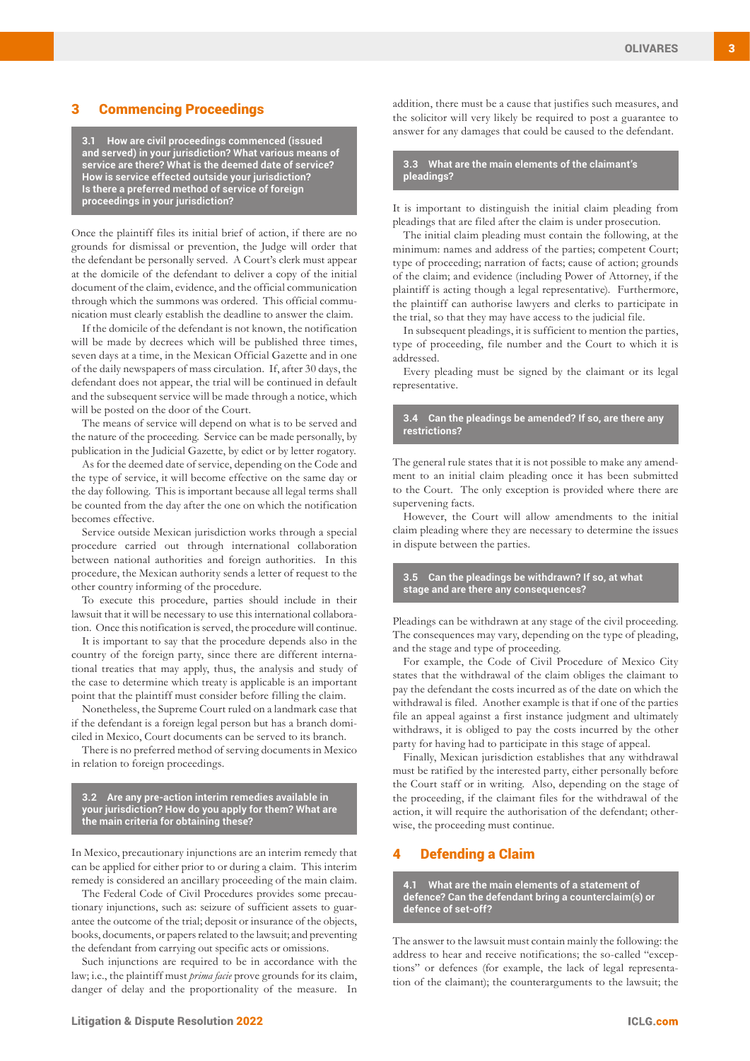## 3 Commencing Proceedings

**3.1 How are civil proceedings commenced (issued and served) in your jurisdiction? What various means of service are there? What is the deemed date of service? How is service effected outside your jurisdiction? Is there a preferred method of service of foreign proceedings in your jurisdiction?**

Once the plaintiff files its initial brief of action, if there are no grounds for dismissal or prevention, the Judge will order that the defendant be personally served. A Court's clerk must appear at the domicile of the defendant to deliver a copy of the initial document of the claim, evidence, and the official communication through which the summons was ordered. This official communication must clearly establish the deadline to answer the claim.

If the domicile of the defendant is not known, the notification will be made by decrees which will be published three times, seven days at a time, in the Mexican Official Gazette and in one of the daily newspapers of mass circulation. If, after 30 days, the defendant does not appear, the trial will be continued in default and the subsequent service will be made through a notice, which will be posted on the door of the Court.

The means of service will depend on what is to be served and the nature of the proceeding. Service can be made personally, by publication in the Judicial Gazette, by edict or by letter rogatory.

As for the deemed date of service, depending on the Code and the type of service, it will become effective on the same day or the day following. This is important because all legal terms shall be counted from the day after the one on which the notification becomes effective.

Service outside Mexican jurisdiction works through a special procedure carried out through international collaboration between national authorities and foreign authorities. In this procedure, the Mexican authority sends a letter of request to the other country informing of the procedure.

To execute this procedure, parties should include in their lawsuit that it will be necessary to use this international collaboration. Once this notification is served, the procedure will continue.

It is important to say that the procedure depends also in the country of the foreign party, since there are different international treaties that may apply, thus, the analysis and study of the case to determine which treaty is applicable is an important point that the plaintiff must consider before filling the claim.

Nonetheless, the Supreme Court ruled on a landmark case that if the defendant is a foreign legal person but has a branch domiciled in Mexico, Court documents can be served to its branch.

There is no preferred method of serving documents in Mexico in relation to foreign proceedings.

**3.2 Are any pre-action interim remedies available in your jurisdiction? How do you apply for them? What are the main criteria for obtaining these?**

In Mexico, precautionary injunctions are an interim remedy that can be applied for either prior to or during a claim. This interim remedy is considered an ancillary proceeding of the main claim.

The Federal Code of Civil Procedures provides some precautionary injunctions, such as: seizure of sufficient assets to guarantee the outcome of the trial; deposit or insurance of the objects, books, documents, or papers related to the lawsuit; and preventing the defendant from carrying out specific acts or omissions.

Such injunctions are required to be in accordance with the law; i.e., the plaintiff must *prima facie* prove grounds for its claim, danger of delay and the proportionality of the measure. In addition, there must be a cause that justifies such measures, and the solicitor will very likely be required to post a guarantee to answer for any damages that could be caused to the defendant.

**3.3 What are the main elements of the claimant's pleadings?**

It is important to distinguish the initial claim pleading from pleadings that are filed after the claim is under prosecution.

The initial claim pleading must contain the following, at the minimum: names and address of the parties; competent Court; type of proceeding; narration of facts; cause of action; grounds of the claim; and evidence (including Power of Attorney, if the plaintiff is acting though a legal representative). Furthermore, the plaintiff can authorise lawyers and clerks to participate in the trial, so that they may have access to the judicial file.

In subsequent pleadings, it is sufficient to mention the parties, type of proceeding, file number and the Court to which it is addressed.

Every pleading must be signed by the claimant or its legal representative.

**3.4 Can the pleadings be amended? If so, are there any restrictions?**

The general rule states that it is not possible to make any amendment to an initial claim pleading once it has been submitted to the Court. The only exception is provided where there are supervening facts.

However, the Court will allow amendments to the initial claim pleading where they are necessary to determine the issues in dispute between the parties.

**3.5 Can the pleadings be withdrawn? If so, at what stage and are there any consequences?**

Pleadings can be withdrawn at any stage of the civil proceeding. The consequences may vary, depending on the type of pleading, and the stage and type of proceeding.

For example, the Code of Civil Procedure of Mexico City states that the withdrawal of the claim obliges the claimant to pay the defendant the costs incurred as of the date on which the withdrawal is filed. Another example is that if one of the parties file an appeal against a first instance judgment and ultimately withdraws, it is obliged to pay the costs incurred by the other party for having had to participate in this stage of appeal.

Finally, Mexican jurisdiction establishes that any withdrawal must be ratified by the interested party, either personally before the Court staff or in writing. Also, depending on the stage of the proceeding, if the claimant files for the withdrawal of the action, it will require the authorisation of the defendant; otherwise, the proceeding must continue.

## 4 Defending a Claim

**4.1 What are the main elements of a statement of defence? Can the defendant bring a counterclaim(s) or defence of set-off?**

The answer to the lawsuit must contain mainly the following: the address to hear and receive notifications; the so-called "exceptions" or defences (for example, the lack of legal representation of the claimant); the counterarguments to the lawsuit; the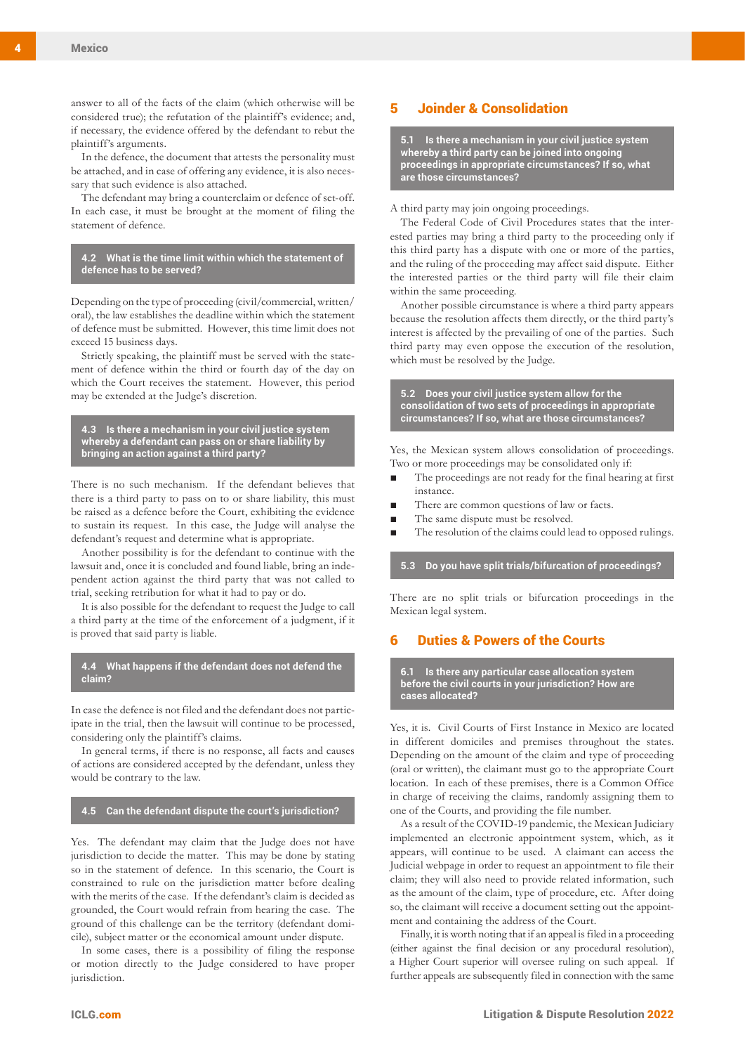answer to all of the facts of the claim (which otherwise will be considered true); the refutation of the plaintiff's evidence; and, if necessary, the evidence offered by the defendant to rebut the plaintiff's arguments.

In the defence, the document that attests the personality must be attached, and in case of offering any evidence, it is also necessary that such evidence is also attached.

The defendant may bring a counterclaim or defence of set-off. In each case, it must be brought at the moment of filing the statement of defence.

### 4.2 What is the time limit within which the statement of defence has to be served?

Depending on the type of proceeding (civil/commercial, written/oral), the law establishes the deadline within which the statement of defence must be submitted. However, this time limit does not exceed 15 business days.

Strictly speaking, the plaintiff must be served with the statement of defence within the third or fourth day of the day on which the Court receives the statement. However, this period may be extended at the Judge's discretion.

### 4.3 Is there a mechanism in your civil justice system whereby a defendant can pass on or share liability by bringing an action against a third party?

There is no such mechanism. If the defendant believes that there is a third party to pass on to or share liability, this must be raised as a defence before the Court, exhibiting the evidence to sustain its request. In this case, the Judge will analyse the defendant's request and determine what is appropriate.

Another possibility is for the defendant to continue with the lawsuit and, once it is concluded and found liable, bring an independent action against the third party that was not called to trial, seeking retribution for what it had to pay or do.

It is also possible for the defendant to request the Judge to call a third party at the time of the enforcement of a judgment, if it is proved that said party is liable.

### 4.4 What happens if the defendant does not defend the claim?

In case the defence is not filed and the defendant does not participate in the trial, then the lawsuit will continue to be processed, considering only the plaintiff's claims.

In general terms, if there is no response, all facts and causes of actions are considered accepted by the defendant, unless they would be contrary to the law.

### 4.5 Can the defendant dispute the court's jurisdiction?

Yes. The defendant may claim that the Judge does not have jurisdiction to decide the matter. This may be done by stating so in the statement of defence. In this scenario, the Court is constrained to rule on the jurisdiction matter before dealing with the merits of the case. If the defendant's claim is decided as grounded, the Court would refrain from hearing the case. The ground of this challenge can be the territory (defendant domicile), subject matter or the economical amount under dispute.

In some cases, there is a possibility of filing the response or motion directly to the Judge considered to have proper jurisdiction.

## 5 Joinder & Consolidation

### 5.1 Is there a mechanism in your civil justice system whereby a third party can be joined into ongoing proceedings in appropriate circumstances? If so, what are those circumstances?

A third party may join ongoing proceedings.

The Federal Code of Civil Procedures states that the interested parties may bring a third party to the proceeding only if this third party has a dispute with one or more of the parties, and the ruling of the proceeding may affect said dispute. Either the interested parties or the third party will file their claim within the same proceeding.

Another possible circumstance is where a third party appears because the resolution affects them directly, or the third party's interest is affected by the prevailing of one of the parties. Such third party may even oppose the execution of the resolution, which must be resolved by the Judge.

### 5.2 Does your civil justice system allow for the consolidation of two sets of proceedings in appropriate circumstances? If so, what are those circumstances?

Yes, the Mexican system allows consolidation of proceedings. Two or more proceedings may be consolidated only if:

- The proceedings are not ready for the final hearing at first instance.
- There are common questions of law or facts.
- The same dispute must be resolved.
- The resolution of the claims could lead to opposed rulings.

### 5.3 Do you have split trials/bifurcation of proceedings?

There are no split trials or bifurcation proceedings in the Mexican legal system.

## 6 Duties & Powers of the Courts

### 6.1 Is there any particular case allocation system before the civil courts in your jurisdiction? How are cases allocated?

Yes, it is. Civil Courts of First Instance in Mexico are located in different domiciles and premises throughout the states. Depending on the amount of the claim and type of proceeding (oral or written), the claimant must go to the appropriate Court location. In each of these premises, there is a Common Office in charge of receiving the claims, randomly assigning them to one of the Courts, and providing the file number.

As a result of the COVID-19 pandemic, the Mexican Judiciary implemented an electronic appointment system, which, as it appears, will continue to be used. A claimant can access the Judicial webpage in order to request an appointment to file their claim; they will also need to provide related information, such as the amount of the claim, type of procedure, etc. After doing so, the claimant will receive a document setting out the appointment and containing the address of the Court.

Finally, it is worth noting that if an appeal is filed in a proceeding (either against the final decision or any procedural resolution), a Higher Court superior will oversee ruling on such appeal. If further appeals are subsequently filed in connection with the same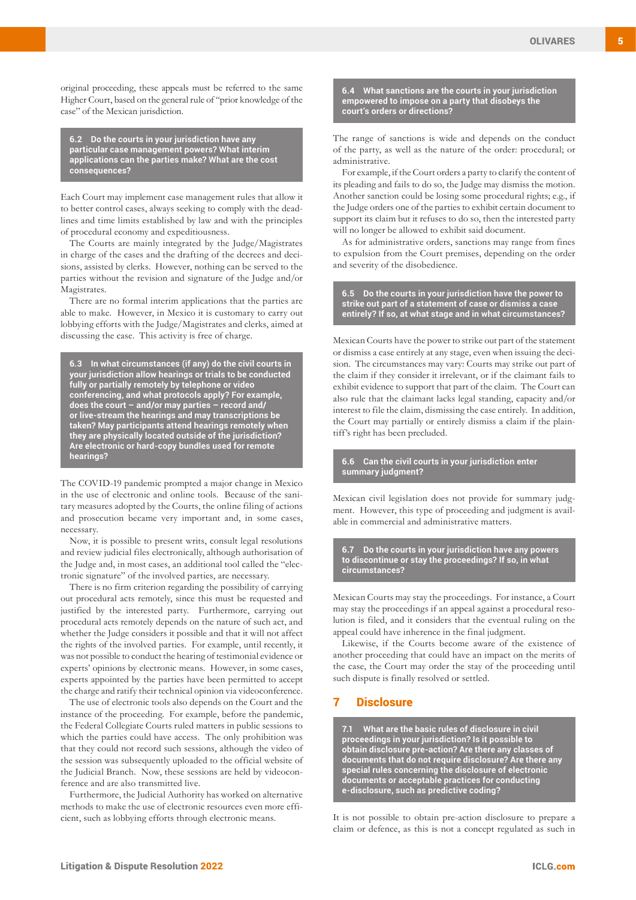original proceeding, these appeals must be referred to the same Higher Court, based on the general rule of "prior knowledge of the case" of the Mexican jurisdiction.

### 6.2 Do the courts in your jurisdiction have any particular case management powers? What interim applications can the parties make? What are the cost consequences?

Each Court may implement case management rules that allow it to better control cases, always seeking to comply with the deadlines and time limits established by law and with the principles of procedural economy and expeditiousness.

The Courts are mainly integrated by the Judge/Magistrates in charge of the cases and the drafting of the decrees and decisions, assisted by clerks. However, nothing can be served to the parties without the revision and signature of the Judge and/or Magistrates.

There are no formal interim applications that the parties are able to make. However, in Mexico it is customary to carry out lobbying efforts with the Judge/Magistrates and clerks, aimed at discussing the case. This activity is free of charge.

### 6.3 In what circumstances (if any) do the civil courts in your jurisdiction allow hearings or trials to be conducted fully or partially remotely by telephone or video conferencing, and what protocols apply? For example, does the court – and/or may parties – record and/or live-stream the hearings and may transcriptions be taken? May participants attend hearings remotely when they are physically located outside of the jurisdiction? Are electronic or hard-copy bundles used for remote hearings?

The COVID-19 pandemic prompted a major change in Mexico in the use of electronic and online tools. Because of the sanitary measures adopted by the Courts, the online filing of actions and prosecution became very important and, in some cases, necessary.

Now, it is possible to present writs, consult legal resolutions and review judicial files electronically, although authorisation of the Judge and, in most cases, an additional tool called the "electronic signature" of the involved parties, are necessary.

There is no firm criterion regarding the possibility of carrying out procedural acts remotely, since this must be requested and justified by the interested party. Furthermore, carrying out procedural acts remotely depends on the nature of such act, and whether the Judge considers it possible and that it will not affect the rights of the involved parties. For example, until recently, it was not possible to conduct the hearing of testimonial evidence or experts' opinions by electronic means. However, in some cases, experts appointed by the parties have been permitted to accept the charge and ratify their technical opinion via videoconference.

The use of electronic tools also depends on the Court and the instance of the proceeding. For example, before the pandemic, the Federal Collegiate Courts ruled matters in public sessions to which the parties could have access. The only prohibition was that they could not record such sessions, although the video of the session was subsequently uploaded to the official website of the Judicial Branch. Now, these sessions are held by videoconference and are also transmitted live.

Furthermore, the Judicial Authority has worked on alternative methods to make the use of electronic resources even more efficient, such as lobbying efforts through electronic means.

### 6.4 What sanctions are the courts in your jurisdiction empowered to impose on a party that disobeys the court's orders or directions?

The range of sanctions is wide and depends on the conduct of the party, as well as the nature of the order: procedural; or administrative.

For example, if the Court orders a party to clarify the content of its pleading and fails to do so, the Judge may dismiss the motion. Another sanction could be losing some procedural rights; e.g., if the Judge orders one of the parties to exhibit certain document to support its claim but it refuses to do so, then the interested party will no longer be allowed to exhibit said document.

As for administrative orders, sanctions may range from fines to expulsion from the Court premises, depending on the order and severity of the disobedience.

### 6.5 Do the courts in your jurisdiction have the power to strike out part of a statement of case or dismiss a case entirely? If so, at what stage and in what circumstances?

Mexican Courts have the power to strike out part of the statement or dismiss a case entirely at any stage, even when issuing the decision. The circumstances may vary: Courts may strike out part of the claim if they consider it irrelevant, or if the claimant fails to exhibit evidence to support that part of the claim. The Court can also rule that the claimant lacks legal standing, capacity and/or interest to file the claim, dismissing the case entirely. In addition, the Court may partially or entirely dismiss a claim if the plaintiff's right has been precluded.

### 6.6 Can the civil courts in your jurisdiction enter summary judgment?

Mexican civil legislation does not provide for summary judgment. However, this type of proceeding and judgment is available in commercial and administrative matters.

### 6.7 Do the courts in your jurisdiction have any powers to discontinue or stay the proceedings? If so, in what circumstances?

Mexican Courts may stay the proceedings. For instance, a Court may stay the proceedings if an appeal against a procedural resolution is filed, and it considers that the eventual ruling on the appeal could have inherence in the final judgment.

Likewise, if the Courts become aware of the existence of another proceeding that could have an impact on the merits of the case, the Court may order the stay of the proceeding until such dispute is finally resolved or settled.

## 7 Disclosure

### 7.1 What are the basic rules of disclosure in civil proceedings in your jurisdiction? Is it possible to obtain disclosure pre-action? Are there any classes of documents that do not require disclosure? Are there any special rules concerning the disclosure of electronic documents or acceptable practices for conducting e-disclosure, such as predictive coding?

It is not possible to obtain pre-action disclosure to prepare a claim or defence, as this is not a concept regulated as such in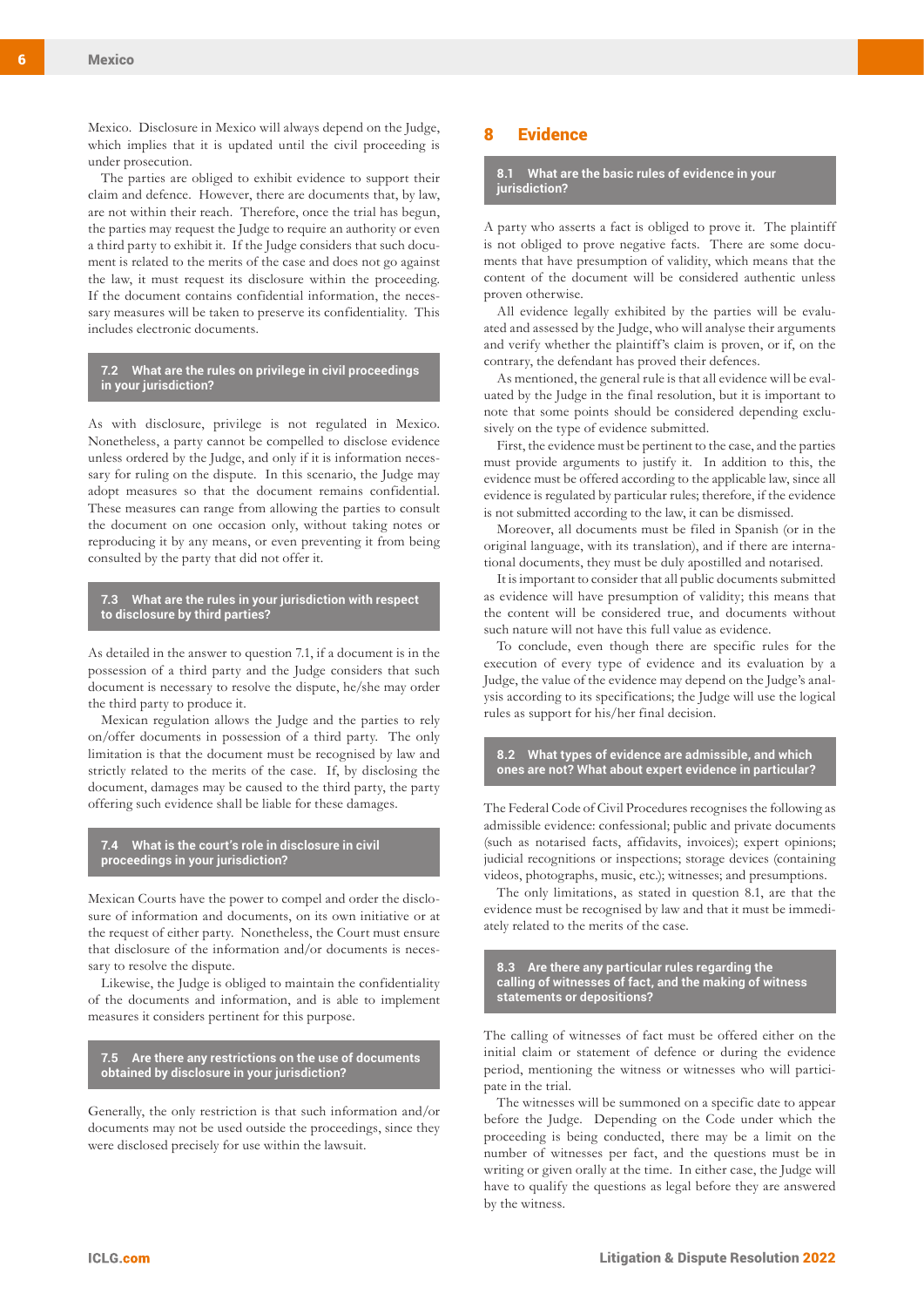Mexico. Disclosure in Mexico will always depend on the Judge, which implies that it is updated until the civil proceeding is under prosecution.

The parties are obliged to exhibit evidence to support their claim and defence. However, there are documents that, by law, are not within their reach. Therefore, once the trial has begun, the parties may request the Judge to require an authority or even a third party to exhibit it. If the Judge considers that such document is related to the merits of the case and does not go against the law, it must request its disclosure within the proceeding. If the document contains confidential information, the necessary measures will be taken to preserve its confidentiality. This includes electronic documents.

### 7.2 What are the rules on privilege in civil proceedings in your jurisdiction?

As with disclosure, privilege is not regulated in Mexico. Nonetheless, a party cannot be compelled to disclose evidence unless ordered by the Judge, and only if it is information necessary for ruling on the dispute. In this scenario, the Judge may adopt measures so that the document remains confidential. These measures can range from allowing the parties to consult the document on one occasion only, without taking notes or reproducing it by any means, or even preventing it from being consulted by the party that did not offer it.

### 7.3 What are the rules in your jurisdiction with respect to disclosure by third parties?

As detailed in the answer to question 7.1, if a document is in the possession of a third party and the Judge considers that such document is necessary to resolve the dispute, he/she may order the third party to produce it.

Mexican regulation allows the Judge and the parties to rely on/offer documents in possession of a third party. The only limitation is that the document must be recognised by law and strictly related to the merits of the case. If, by disclosing the document, damages may be caused to the third party, the party offering such evidence shall be liable for these damages.

### 7.4 What is the court's role in disclosure in civil proceedings in your jurisdiction?

Mexican Courts have the power to compel and order the disclosure of information and documents, on its own initiative or at the request of either party. Nonetheless, the Court must ensure that disclosure of the information and/or documents is necessary to resolve the dispute.

Likewise, the Judge is obliged to maintain the confidentiality of the documents and information, and is able to implement measures it considers pertinent for this purpose.

### 7.5 Are there any restrictions on the use of documents obtained by disclosure in your jurisdiction?

Generally, the only restriction is that such information and/or documents may not be used outside the proceedings, since they were disclosed precisely for use within the lawsuit.

## 8 Evidence

### 8.1 What are the basic rules of evidence in your jurisdiction?

A party who asserts a fact is obliged to prove it. The plaintiff is not obliged to prove negative facts. There are some documents that have presumption of validity, which means that the content of the document will be considered authentic unless proven otherwise.

All evidence legally exhibited by the parties will be evaluated and assessed by the Judge, who will analyse their arguments and verify whether the plaintiff's claim is proven, or if, on the contrary, the defendant has proved their defences.

As mentioned, the general rule is that all evidence will be evaluated by the Judge in the final resolution, but it is important to note that some points should be considered depending exclusively on the type of evidence submitted.

First, the evidence must be pertinent to the case, and the parties must provide arguments to justify it. In addition to this, the evidence must be offered according to the applicable law, since all evidence is regulated by particular rules; therefore, if the evidence is not submitted according to the law, it can be dismissed.

Moreover, all documents must be filed in Spanish (or in the original language, with its translation), and if there are international documents, they must be duly apostilled and notarised.

It is important to consider that all public documents submitted as evidence will have presumption of validity; this means that the content will be considered true, and documents without such nature will not have this full value as evidence.

To conclude, even though there are specific rules for the execution of every type of evidence and its evaluation by a Judge, the value of the evidence may depend on the Judge's analysis according to its specifications; the Judge will use the logical rules as support for his/her final decision.

### 8.2 What types of evidence are admissible, and which ones are not? What about expert evidence in particular?

The Federal Code of Civil Procedures recognises the following as admissible evidence: confessional; public and private documents (such as notarised facts, affidavits, invoices); expert opinions; judicial recognitions or inspections; storage devices (containing videos, photographs, music, etc.); witnesses; and presumptions.

The only limitations, as stated in question 8.1, are that the evidence must be recognised by law and that it must be immediately related to the merits of the case.

### 8.3 Are there any particular rules regarding the calling of witnesses of fact, and the making of witness statements or depositions?

The calling of witnesses of fact must be offered either on the initial claim or statement of defence or during the evidence period, mentioning the witness or witnesses who will participate in the trial.

The witnesses will be summoned on a specific date to appear before the Judge. Depending on the Code under which the proceeding is being conducted, there may be a limit on the number of witnesses per fact, and the questions must be in writing or given orally at the time. In either case, the Judge will have to qualify the questions as legal before they are answered by the witness.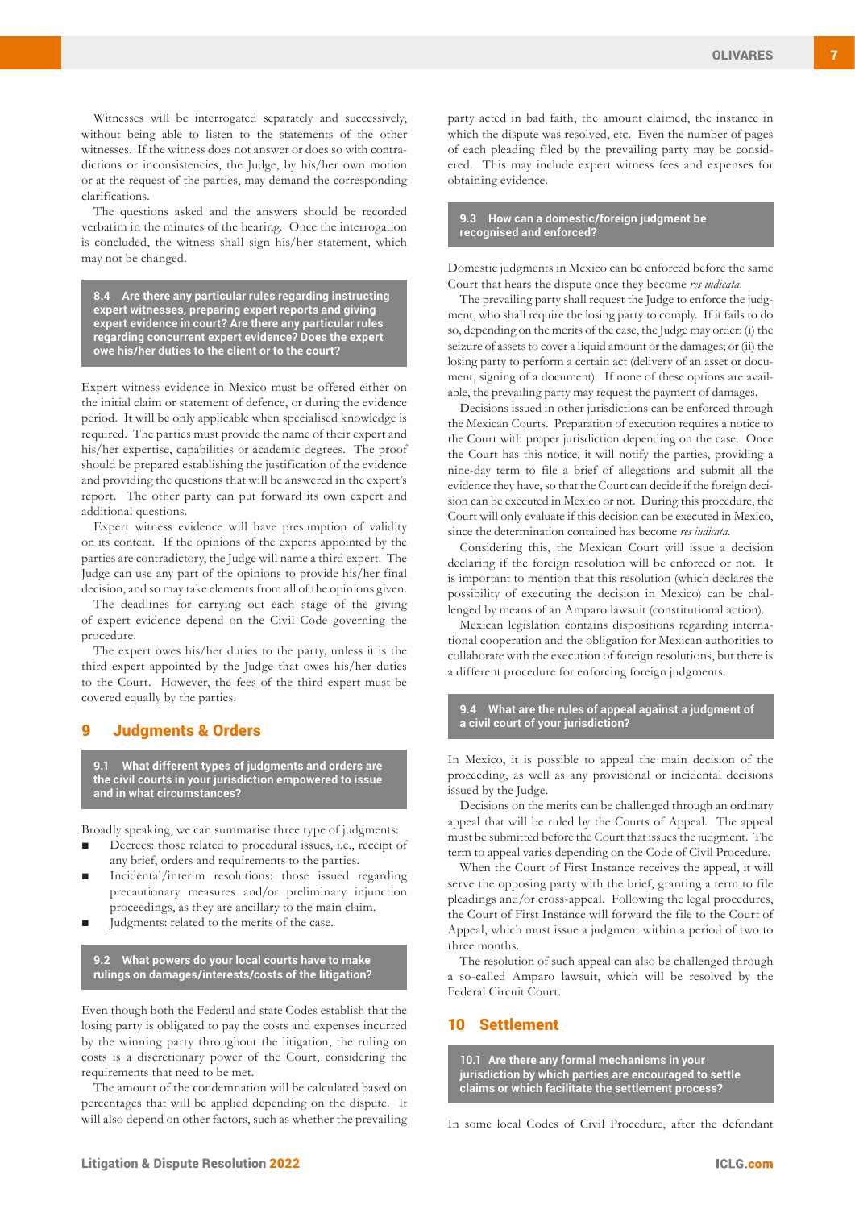Witnesses will be interrogated separately and successively, without being able to listen to the statements of the other witnesses. If the witness does not answer or does so with contradictions or inconsistencies, the Judge, by his/her own motion or at the request of the parties, may demand the corresponding clarifications.

The questions asked and the answers should be recorded verbatim in the minutes of the hearing. Once the interrogation is concluded, the witness shall sign his/her statement, which may not be changed.

### 8.4 Are there any particular rules regarding instructing expert witnesses, preparing expert reports and giving expert evidence in court? Are there any particular rules regarding concurrent expert evidence? Does the expert owe his/her duties to the client or to the court?

Expert witness evidence in Mexico must be offered either on the initial claim or statement of defence, or during the evidence period. It will be only applicable when specialised knowledge is required. The parties must provide the name of their expert and his/her expertise, capabilities or academic degrees. The proof should be prepared establishing the justification of the evidence and providing the questions that will be answered in the expert's report. The other party can put forward its own expert and additional questions.

Expert witness evidence will have presumption of validity on its content. If the opinions of the experts appointed by the parties are contradictory, the Judge will name a third expert. The Judge can use any part of the opinions to provide his/her final decision, and so may take elements from all of the opinions given.

The deadlines for carrying out each stage of the giving of expert evidence depend on the Civil Code governing the procedure.

The expert owes his/her duties to the party, unless it is the third expert appointed by the Judge that owes his/her duties to the Court. However, the fees of the third expert must be covered equally by the parties.

## 9 Judgments & Orders

### 9.1 What different types of judgments and orders are the civil courts in your jurisdiction empowered to issue and in what circumstances?

Broadly speaking, we can summarise three type of judgments:

- Decrees: those related to procedural issues, i.e., receipt of any brief, orders and requirements to the parties.
- Incidental/interim resolutions: those issued regarding precautionary measures and/or preliminary injunction proceedings, as they are ancillary to the main claim.
- Judgments: related to the merits of the case.

### 9.2 What powers do your local courts have to make rulings on damages/interests/costs of the litigation?

Even though both the Federal and state Codes establish that the losing party is obligated to pay the costs and expenses incurred by the winning party throughout the litigation, the ruling on costs is a discretionary power of the Court, considering the requirements that need to be met.

The amount of the condemnation will be calculated based on percentages that will be applied depending on the dispute. It will also depend on other factors, such as whether the prevailing party acted in bad faith, the amount claimed, the instance in which the dispute was resolved, etc. Even the number of pages of each pleading filed by the prevailing party may be considered. This may include expert witness fees and expenses for obtaining evidence.

### 9.3 How can a domestic/foreign judgment be recognised and enforced?

Domestic judgments in Mexico can be enforced before the same Court that hears the dispute once they become *res iudicata*.

The prevailing party shall request the Judge to enforce the judgment, who shall require the losing party to comply. If it fails to do so, depending on the merits of the case, the Judge may order: (i) the seizure of assets to cover a liquid amount or the damages; or (ii) the losing party to perform a certain act (delivery of an asset or document, signing of a document). If none of these options are available, the prevailing party may request the payment of damages.

Decisions issued in other jurisdictions can be enforced through the Mexican Courts. Preparation of execution requires a notice to the Court with proper jurisdiction depending on the case. Once the Court has this notice, it will notify the parties, providing a nine-day term to file a brief of allegations and submit all the evidence they have, so that the Court can decide if the foreign decision can be executed in Mexico or not. During this procedure, the Court will only evaluate if this decision can be executed in Mexico, since the determination contained has become *res iudicata*.

Considering this, the Mexican Court will issue a decision declaring if the foreign resolution will be enforced or not. It is important to mention that this resolution (which declares the possibility of executing the decision in Mexico) can be challenged by means of an Amparo lawsuit (constitutional action).

Mexican legislation contains dispositions regarding international cooperation and the obligation for Mexican authorities to collaborate with the execution of foreign resolutions, but there is a different procedure for enforcing foreign judgments.

### 9.4 What are the rules of appeal against a judgment of a civil court of your jurisdiction?

In Mexico, it is possible to appeal the main decision of the proceeding, as well as any provisional or incidental decisions issued by the Judge.

Decisions on the merits can be challenged through an ordinary appeal that will be ruled by the Courts of Appeal. The appeal must be submitted before the Court that issues the judgment. The term to appeal varies depending on the Code of Civil Procedure.

When the Court of First Instance receives the appeal, it will serve the opposing party with the brief, granting a term to file pleadings and/or cross-appeal. Following the legal procedures, the Court of First Instance will forward the file to the Court of Appeal, which must issue a judgment within a period of two to three months.

The resolution of such appeal can also be challenged through a so-called Amparo lawsuit, which will be resolved by the Federal Circuit Court.

## 10 Settlement

### 10.1 Are there any formal mechanisms in your jurisdiction by which parties are encouraged to settle claims or which facilitate the settlement process?

In some local Codes of Civil Procedure, after the defendant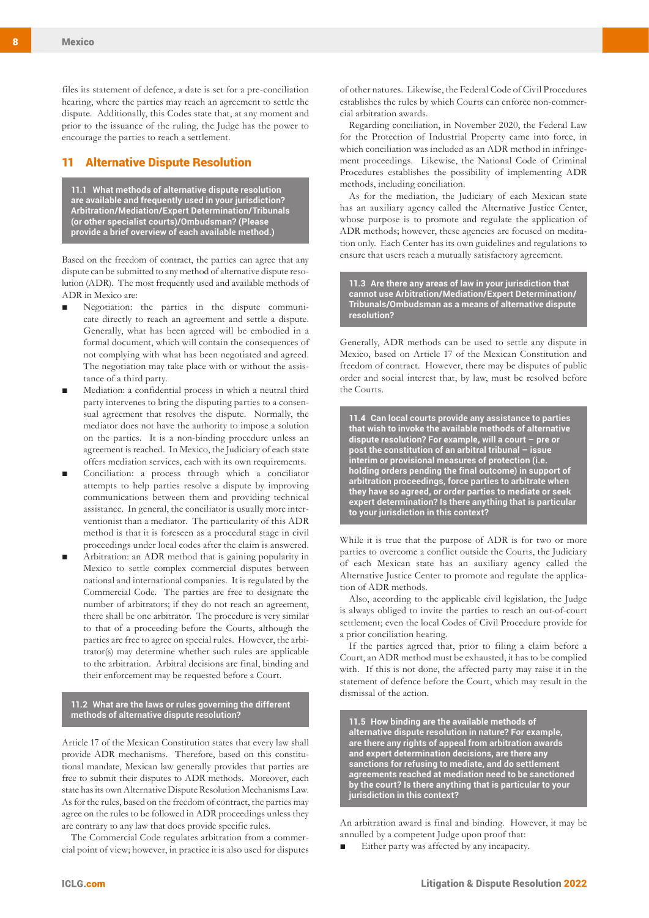files its statement of defence, a date is set for a pre-conciliation hearing, where the parties may reach an agreement to settle the dispute. Additionally, this Codes state that, at any moment and prior to the issuance of the ruling, the Judge has the power to encourage the parties to reach a settlement.

## 11 Alternative Dispute Resolution

**11.1 What methods of alternative dispute resolution are available and frequently used in your jurisdiction? Arbitration/Mediation/Expert Determination/Tribunals (or other specialist courts)/Ombudsman? (Please provide a brief overview of each available method.)**

Based on the freedom of contract, the parties can agree that any dispute can be submitted to any method of alternative dispute resolution (ADR). The most frequently used and available methods of ADR in Mexico are:

- Negotiation: the parties in the dispute communicate directly to reach an agreement and settle a dispute. Generally, what has been agreed will be embodied in a formal document, which will contain the consequences of not complying with what has been negotiated and agreed. The negotiation may take place with or without the assistance of a third party.
- Mediation: a confidential process in which a neutral third party intervenes to bring the disputing parties to a consensual agreement that resolves the dispute. Normally, the mediator does not have the authority to impose a solution on the parties. It is a non-binding procedure unless an agreement is reached. In Mexico, the Judiciary of each state offers mediation services, each with its own requirements.
- Conciliation: a process through which a conciliator attempts to help parties resolve a dispute by improving communications between them and providing technical assistance. In general, the conciliator is usually more interventionist than a mediator. The particularity of this ADR method is that it is foreseen as a procedural stage in civil proceedings under local codes after the claim is answered.
- Arbitration: an ADR method that is gaining popularity in Mexico to settle complex commercial disputes between national and international companies. It is regulated by the Commercial Code. The parties are free to designate the number of arbitrators; if they do not reach an agreement, there shall be one arbitrator. The procedure is very similar to that of a proceeding before the Courts, although the parties are free to agree on special rules. However, the arbitrator(s) may determine whether such rules are applicable to the arbitration. Arbitral decisions are final, binding and their enforcement may be requested before a Court.

**11.2 What are the laws or rules governing the different methods of alternative dispute resolution?**

Article 17 of the Mexican Constitution states that every law shall provide ADR mechanisms. Therefore, based on this constitutional mandate, Mexican law generally provides that parties are free to submit their disputes to ADR methods. Moreover, each state has its own Alternative Dispute Resolution Mechanisms Law. As for the rules, based on the freedom of contract, the parties may agree on the rules to be followed in ADR proceedings unless they are contrary to any law that does provide specific rules.

The Commercial Code regulates arbitration from a commercial point of view; however, in practice it is also used for disputes of other natures. Likewise, the Federal Code of Civil Procedures establishes the rules by which Courts can enforce non-commercial arbitration awards.

Regarding conciliation, in November 2020, the Federal Law for the Protection of Industrial Property came into force, in which conciliation was included as an ADR method in infringement proceedings. Likewise, the National Code of Criminal Procedures establishes the possibility of implementing ADR methods, including conciliation.

As for the mediation, the Judiciary of each Mexican state has an auxiliary agency called the Alternative Justice Center, whose purpose is to promote and regulate the application of ADR methods; however, these agencies are focused on meditation only. Each Center has its own guidelines and regulations to ensure that users reach a mutually satisfactory agreement.

**11.3 Are there any areas of law in your jurisdiction that cannot use Arbitration/Mediation/Expert Determination/Tribunals/Ombudsman as a means of alternative dispute resolution?**

Generally, ADR methods can be used to settle any dispute in Mexico, based on Article 17 of the Mexican Constitution and freedom of contract. However, there may be disputes of public order and social interest that, by law, must be resolved before the Courts.

**11.4 Can local courts provide any assistance to parties that wish to invoke the available methods of alternative dispute resolution? For example, will a court – pre or post the constitution of an arbitral tribunal – issue interim or provisional measures of protection (i.e. holding orders pending the final outcome) in support of arbitration proceedings, force parties to arbitrate when they have so agreed, or order parties to mediate or seek expert determination? Is there anything that is particular to your jurisdiction in this context?**

While it is true that the purpose of ADR is for two or more parties to overcome a conflict outside the Courts, the Judiciary of each Mexican state has an auxiliary agency called the Alternative Justice Center to promote and regulate the application of ADR methods.

Also, according to the applicable civil legislation, the Judge is always obliged to invite the parties to reach an out-of-court settlement; even the local Codes of Civil Procedure provide for a prior conciliation hearing.

If the parties agreed that, prior to filing a claim before a Court, an ADR method must be exhausted, it has to be complied with. If this is not done, the affected party may raise it in the statement of defence before the Court, which may result in the dismissal of the action.

**11.5 How binding are the available methods of alternative dispute resolution in nature? For example, are there any rights of appeal from arbitration awards and expert determination decisions, are there any sanctions for refusing to mediate, and do settlement agreements reached at mediation need to be sanctioned by the court? Is there anything that is particular to your jurisdiction in this context?**

An arbitration award is final and binding. However, it may be annulled by a competent Judge upon proof that:

- Either party was affected by any incapacity.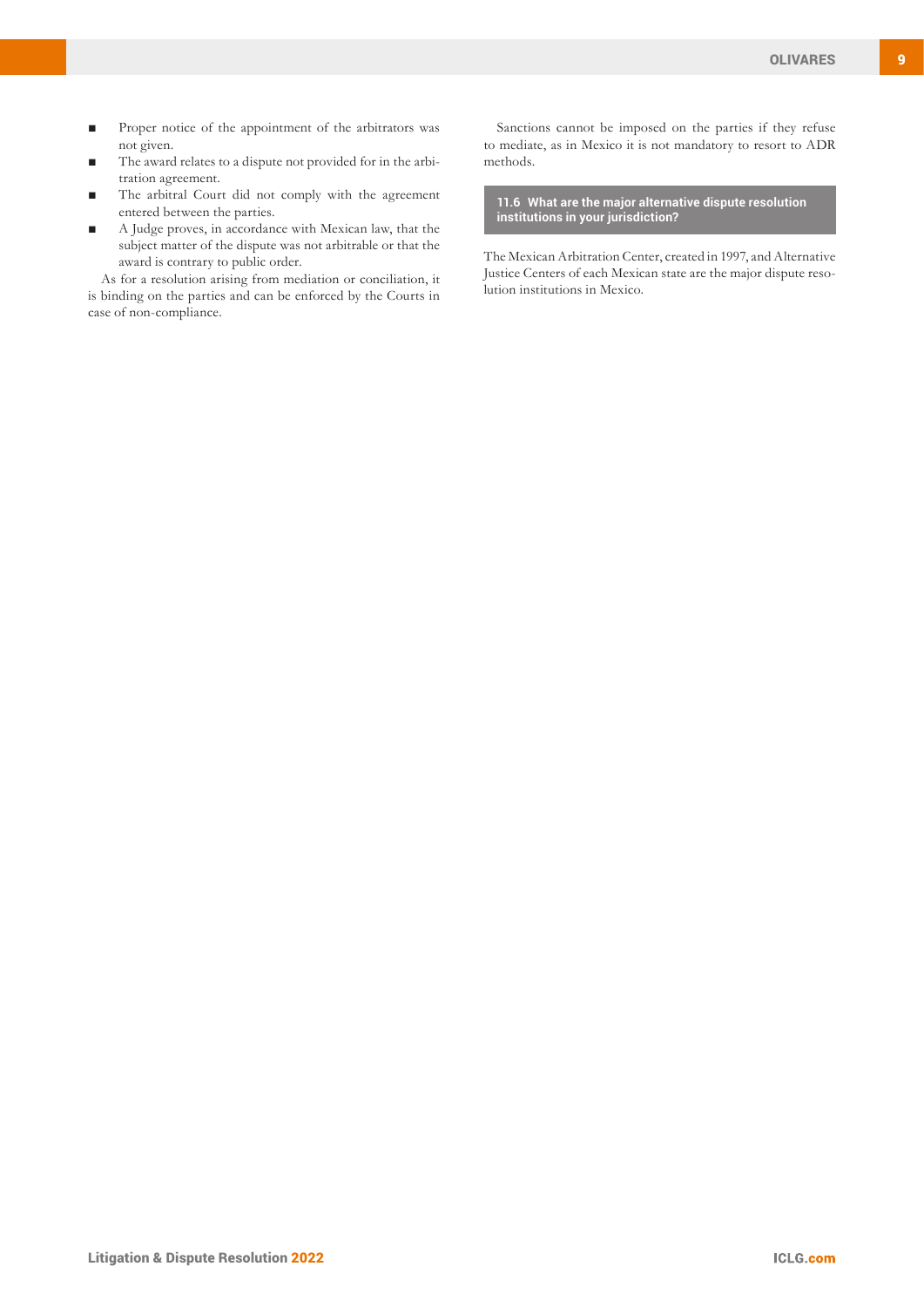- Proper notice of the appointment of the arbitrators was not given.
- The award relates to a dispute not provided for in the arbitration agreement.
- The arbitral Court did not comply with the agreement entered between the parties.
- A Judge proves, in accordance with Mexican law, that the subject matter of the dispute was not arbitrable or that the award is contrary to public order.

As for a resolution arising from mediation or conciliation, it is binding on the parties and can be enforced by the Courts in case of non-compliance.

Sanctions cannot be imposed on the parties if they refuse to mediate, as in Mexico it is not mandatory to resort to ADR methods.

### 11.6 What are the major alternative dispute resolution institutions in your jurisdiction?

The Mexican Arbitration Center, created in 1997, and Alternative Justice Centers of each Mexican state are the major dispute resolution institutions in Mexico.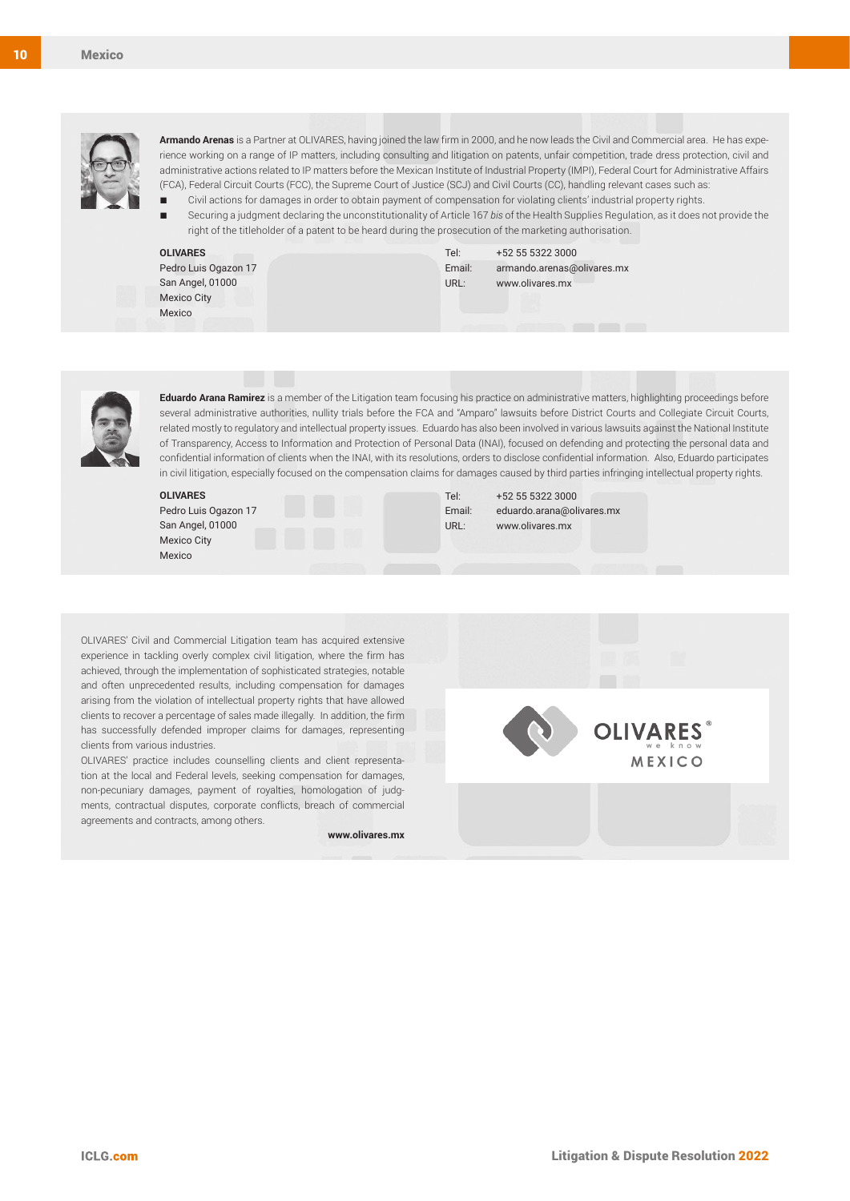**Armando Arenas** is a Partner at OLIVARES, having joined the law firm in 2000, and he now leads the Civil and Commercial area. He has experience working on a range of IP matters, including consulting and litigation on patents, unfair competition, trade dress protection, civil and administrative actions related to IP matters before the Mexican Institute of Industrial Property (IMPI), Federal Court for Administrative Affairs (FCA), Federal Circuit Courts (FCC), the Supreme Court of Justice (SCJ) and Civil Courts (CC), handling relevant cases such as:

- Civil actions for damages in order to obtain payment of compensation for violating clients' industrial property rights.
- Securing a judgment declaring the unconstitutionality of Article 167 *bis* of the Health Supplies Regulation, as it does not provide the right of the titleholder of a patent to be heard during the prosecution of the marketing authorisation.

**OLIVARES**
Pedro Luis Ogazon 17
San Angel, 01000
Mexico City
Mexico

Tel: +52 55 5322 3000
Email: armando.arenas@olivares.mx
URL: www.olivares.mx

**Eduardo Arana Ramirez** is a member of the Litigation team focusing his practice on administrative matters, highlighting proceedings before several administrative authorities, nullity trials before the FCA and "Amparo" lawsuits before District Courts and Collegiate Circuit Courts, related mostly to regulatory and intellectual property issues. Eduardo has also been involved in various lawsuits against the National Institute of Transparency, Access to Information and Protection of Personal Data (INAI), focused on defending and protecting the personal data and confidential information of clients when the INAI, with its resolutions, orders to disclose confidential information. Also, Eduardo participates in civil litigation, especially focused on the compensation claims for damages caused by third parties infringing intellectual property rights.

**OLIVARES**
Pedro Luis Ogazon 17
San Angel, 01000
Mexico City
Mexico

Tel: +52 55 5322 3000
Email: eduardo.arana@olivares.mx
URL: www.olivares.mx

OLIVARES' Civil and Commercial Litigation team has acquired extensive experience in tackling overly complex civil litigation, where the firm has achieved, through the implementation of sophisticated strategies, notable and often unprecedented results, including compensation for damages arising from the violation of intellectual property rights that have allowed clients to recover a percentage of sales made illegally. In addition, the firm has successfully defended improper claims for damages, representing clients from various industries.

OLIVARES' practice includes counselling clients and client representation at the local and Federal levels, seeking compensation for damages, non-pecuniary damages, payment of royalties, homologation of judgments, contractual disputes, corporate conflicts, breach of commercial agreements and contracts, among others.

**www.olivares.mx**

OLIVARES® we know MEXICO